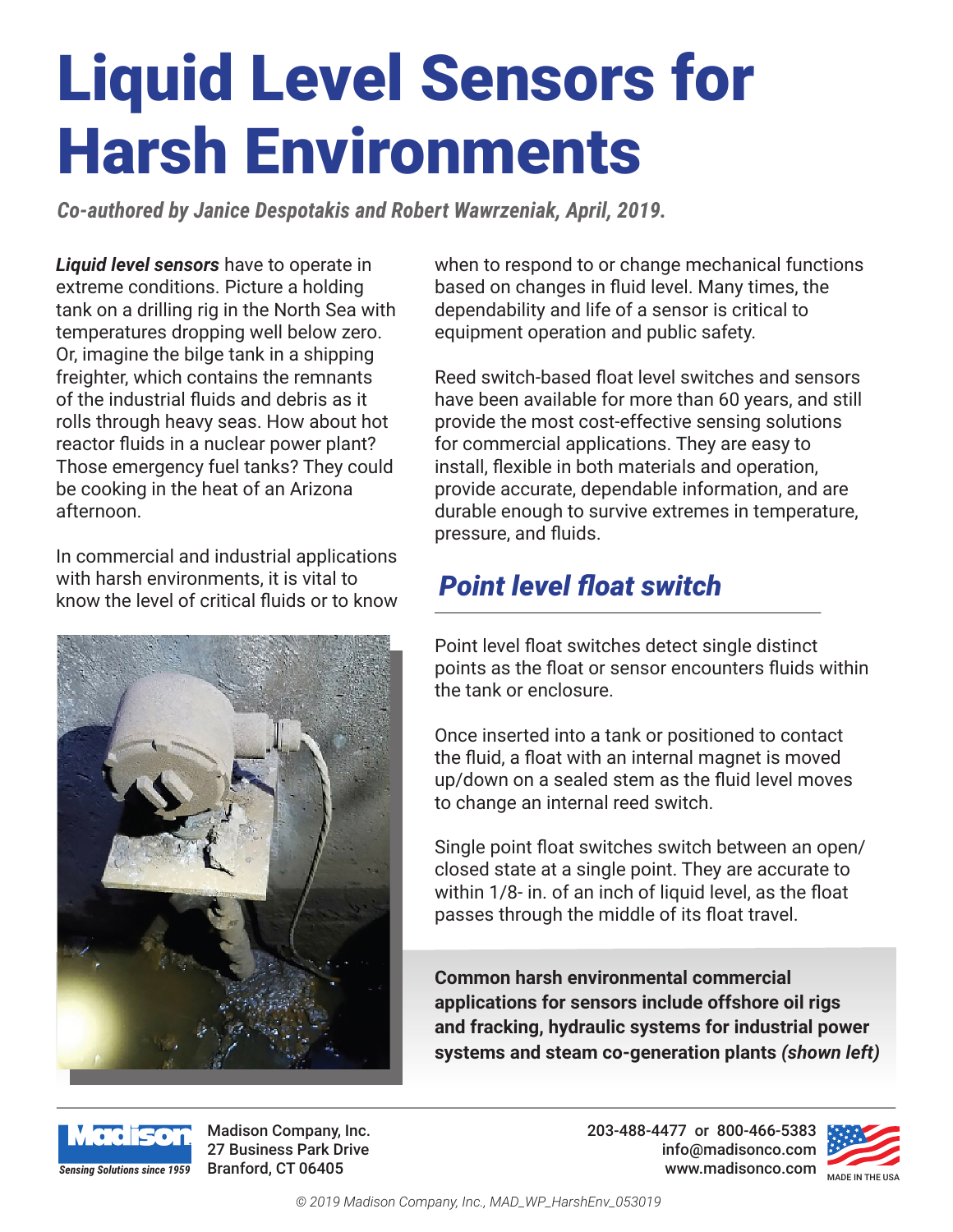# Liquid Level Sensors for Harsh Environments

***Co-authored by Janice Despotakis and Robert Wawrzeniak, April, 2019.***

***Liquid level sensors*** have to operate in extreme conditions. Picture a holding tank on a drilling rig in the North Sea with temperatures dropping well below zero. Or, imagine the bilge tank in a shipping freighter, which contains the remnants of the industrial fluids and debris as it rolls through heavy seas. How about hot reactor fluids in a nuclear power plant? Those emergency fuel tanks? They could be cooking in the heat of an Arizona afternoon.

In commercial and industrial applications with harsh environments, it is vital to know the level of critical fluids or to know when to respond to or change mechanical functions based on changes in fluid level. Many times, the dependability and life of a sensor is critical to equipment operation and public safety.

Reed switch-based float level switches and sensors have been available for more than 60 years, and still provide the most cost-effective sensing solutions for commercial applications. They are easy to install, flexible in both materials and operation, provide accurate, dependable information, and are durable enough to survive extremes in temperature, pressure, and fluids.

## *Point level float switch*

Point level float switches detect single distinct points as the float or sensor encounters fluids within the tank or enclosure.

Once inserted into a tank or positioned to contact the fluid, a float with an internal magnet is moved up/down on a sealed stem as the fluid level moves to change an internal reed switch.

Single point float switches switch between an open/closed state at a single point. They are accurate to within 1/8- in. of an inch of liquid level, as the float passes through the middle of its float travel.

**Common harsh environmental commercial applications for sensors include offshore oil rigs and fracking, hydraulic systems for industrial power systems and steam co-generation plants *(shown left)***

Madison — *Sensing Solutions since 1959*

Madison Company, Inc.
27 Business Park Drive
Branford, CT 06405

203-488-4477 or 800-466-5383
info@madisonco.com
www.madisonco.com

MADE IN THE USA

© 2019 Madison Company, Inc., MAD_WP_HarshEnv_053019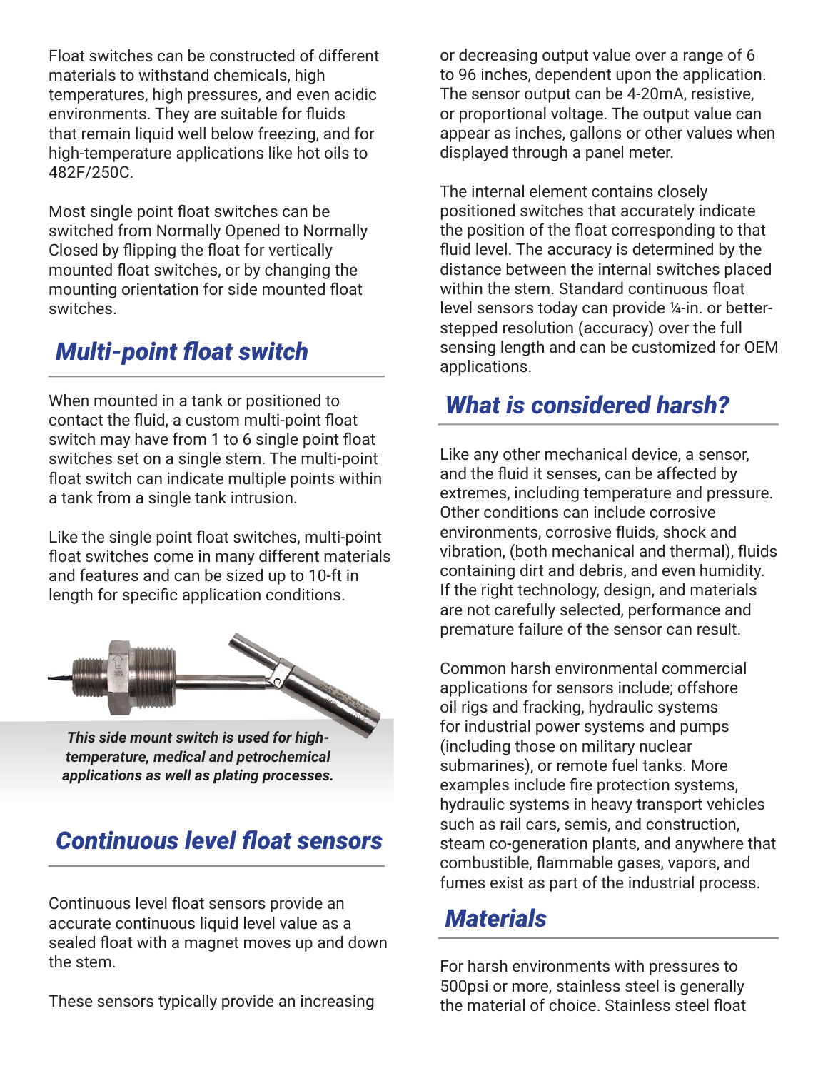Float switches can be constructed of different materials to withstand chemicals, high temperatures, high pressures, and even acidic environments. They are suitable for fluids that remain liquid well below freezing, and for high-temperature applications like hot oils to 482F/250C.

Most single point float switches can be switched from Normally Opened to Normally Closed by flipping the float for vertically mounted float switches, or by changing the mounting orientation for side mounted float switches.

## *Multi-point float switch*

When mounted in a tank or positioned to contact the fluid, a custom multi-point float switch may have from 1 to 6 single point float switches set on a single stem. The multi-point float switch can indicate multiple points within a tank from a single tank intrusion.

Like the single point float switches, multi-point float switches come in many different materials and features and can be sized up to 10-ft in length for specific application conditions.

***This side mount switch is used for high-temperature, medical and petrochemical applications as well as plating processes.***

## *Continuous level float sensors*

Continuous level float sensors provide an accurate continuous liquid level value as a sealed float with a magnet moves up and down the stem.

These sensors typically provide an increasing or decreasing output value over a range of 6 to 96 inches, dependent upon the application. The sensor output can be 4-20mA, resistive, or proportional voltage. The output value can appear as inches, gallons or other values when displayed through a panel meter.

The internal element contains closely positioned switches that accurately indicate the position of the float corresponding to that fluid level. The accuracy is determined by the distance between the internal switches placed within the stem. Standard continuous float level sensors today can provide ¼-in. or better-stepped resolution (accuracy) over the full sensing length and can be customized for OEM applications.

## *What is considered harsh?*

Like any other mechanical device, a sensor, and the fluid it senses, can be affected by extremes, including temperature and pressure. Other conditions can include corrosive environments, corrosive fluids, shock and vibration, (both mechanical and thermal), fluids containing dirt and debris, and even humidity. If the right technology, design, and materials are not carefully selected, performance and premature failure of the sensor can result.

Common harsh environmental commercial applications for sensors include; offshore oil rigs and fracking, hydraulic systems for industrial power systems and pumps (including those on military nuclear submarines), or remote fuel tanks. More examples include fire protection systems, hydraulic systems in heavy transport vehicles such as rail cars, semis, and construction, steam co-generation plants, and anywhere that combustible, flammable gases, vapors, and fumes exist as part of the industrial process.

## *Materials*

For harsh environments with pressures to 500psi or more, stainless steel is generally the material of choice. Stainless steel float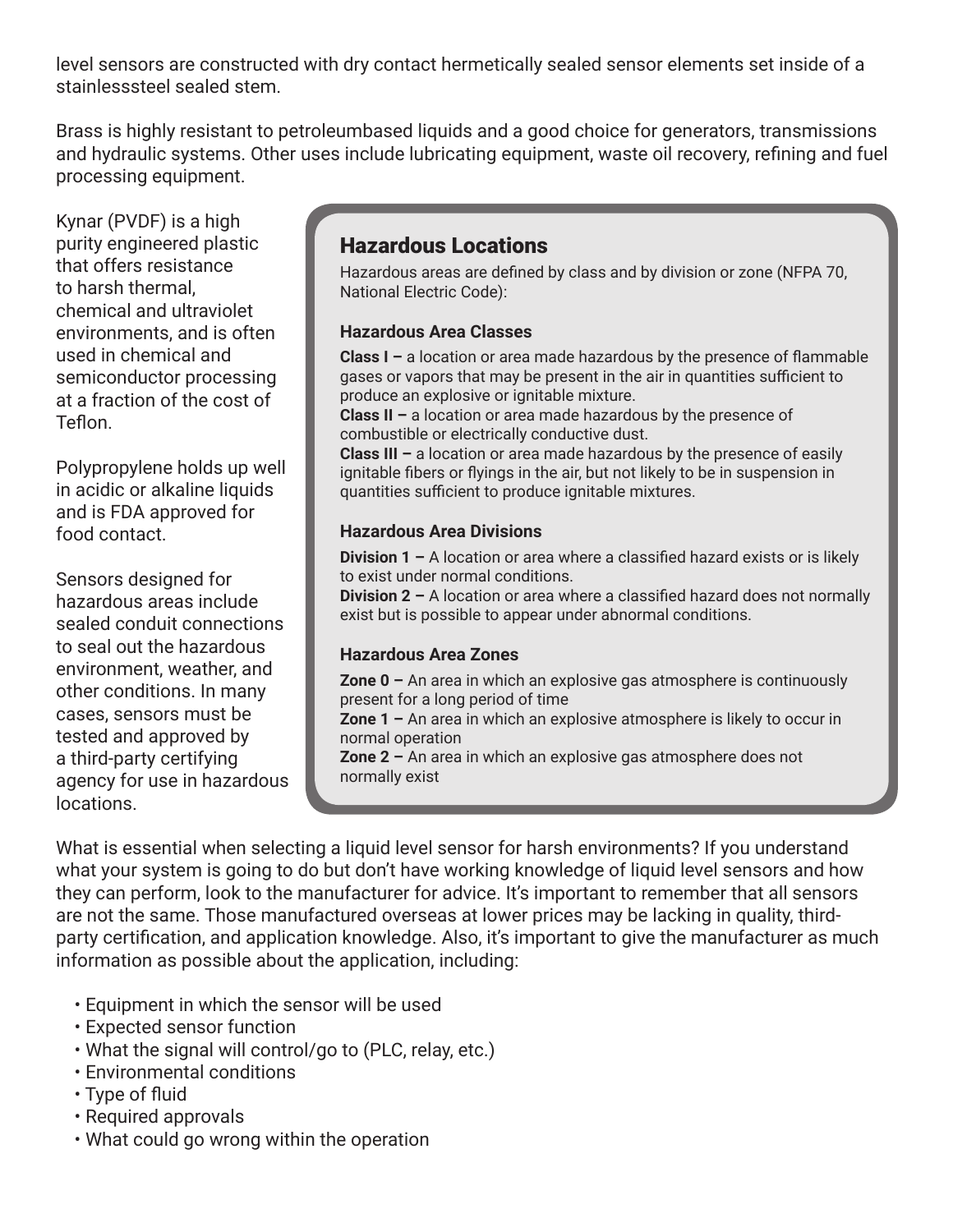level sensors are constructed with dry contact hermetically sealed sensor elements set inside of a stainlesssteel sealed stem.

Brass is highly resistant to petroleumbased liquids and a good choice for generators, transmissions and hydraulic systems. Other uses include lubricating equipment, waste oil recovery, refining and fuel processing equipment.

Kynar (PVDF) is a high purity engineered plastic that offers resistance to harsh thermal, chemical and ultraviolet environments, and is often used in chemical and semiconductor processing at a fraction of the cost of Teflon.

Polypropylene holds up well in acidic or alkaline liquids and is FDA approved for food contact.

Sensors designed for hazardous areas include sealed conduit connections to seal out the hazardous environment, weather, and other conditions. In many cases, sensors must be tested and approved by a third-party certifying agency for use in hazardous locations.

## Hazardous Locations

Hazardous areas are defined by class and by division or zone (NFPA 70, National Electric Code):

### Hazardous Area Classes

**Class I –** a location or area made hazardous by the presence of flammable gases or vapors that may be present in the air in quantities sufficient to produce an explosive or ignitable mixture.
**Class II –** a location or area made hazardous by the presence of combustible or electrically conductive dust.
**Class III –** a location or area made hazardous by the presence of easily ignitable fibers or flyings in the air, but not likely to be in suspension in quantities sufficient to produce ignitable mixtures.

### Hazardous Area Divisions

**Division 1 –** A location or area where a classified hazard exists or is likely to exist under normal conditions.
**Division 2 –** A location or area where a classified hazard does not normally exist but is possible to appear under abnormal conditions.

### Hazardous Area Zones

**Zone 0 –** An area in which an explosive gas atmosphere is continuously present for a long period of time
**Zone 1 –** An area in which an explosive atmosphere is likely to occur in normal operation
**Zone 2 –** An area in which an explosive gas atmosphere does not normally exist

What is essential when selecting a liquid level sensor for harsh environments? If you understand what your system is going to do but don't have working knowledge of liquid level sensors and how they can perform, look to the manufacturer for advice. It's important to remember that all sensors are not the same. Those manufactured overseas at lower prices may be lacking in quality, third-party certification, and application knowledge. Also, it's important to give the manufacturer as much information as possible about the application, including:

- Equipment in which the sensor will be used
- Expected sensor function
- What the signal will control/go to (PLC, relay, etc.)
- Environmental conditions
- Type of fluid
- Required approvals
- What could go wrong within the operation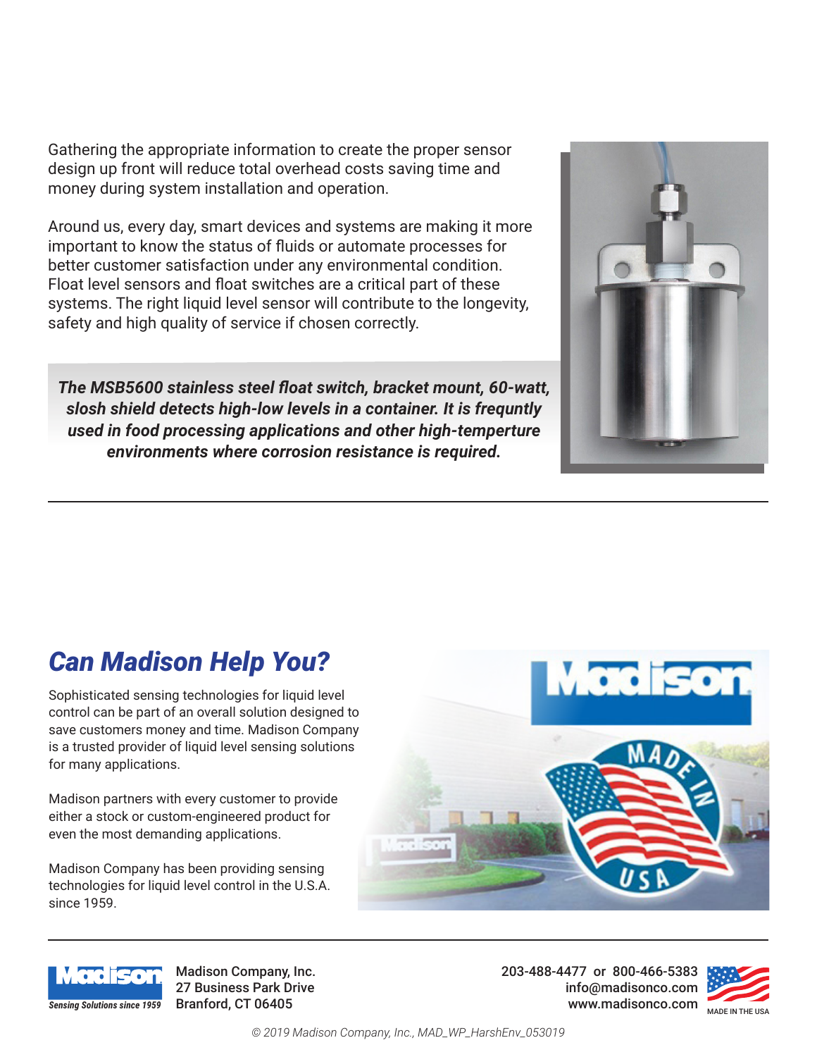Gathering the appropriate information to create the proper sensor design up front will reduce total overhead costs saving time and money during system installation and operation.

Around us, every day, smart devices and systems are making it more important to know the status of fluids or automate processes for better customer satisfaction under any environmental condition. Float level sensors and float switches are a critical part of these systems. The right liquid level sensor will contribute to the longevity, safety and high quality of service if chosen correctly.

***The MSB5600 stainless steel float switch, bracket mount, 60-watt, slosh shield detects high-low levels in a container. It is frequntly used in food processing applications and other high-temperture environments where corrosion resistance is required.***

## *Can Madison Help You?*

Sophisticated sensing technologies for liquid level control can be part of an overall solution designed to save customers money and time. Madison Company is a trusted provider of liquid level sensing solutions for many applications.

Madison partners with every customer to provide either a stock or custom-engineered product for even the most demanding applications.

Madison Company has been providing sensing technologies for liquid level control in the U.S.A. since 1959.

Madison
*Sensing Solutions since 1959*

Madison Company, Inc.
27 Business Park Drive
Branford, CT 06405

203-488-4477 or 800-466-5383
info@madisonco.com
www.madisonco.com

MADE IN THE USA

*© 2019 Madison Company, Inc., MAD_WP_HarshEnv_053019*